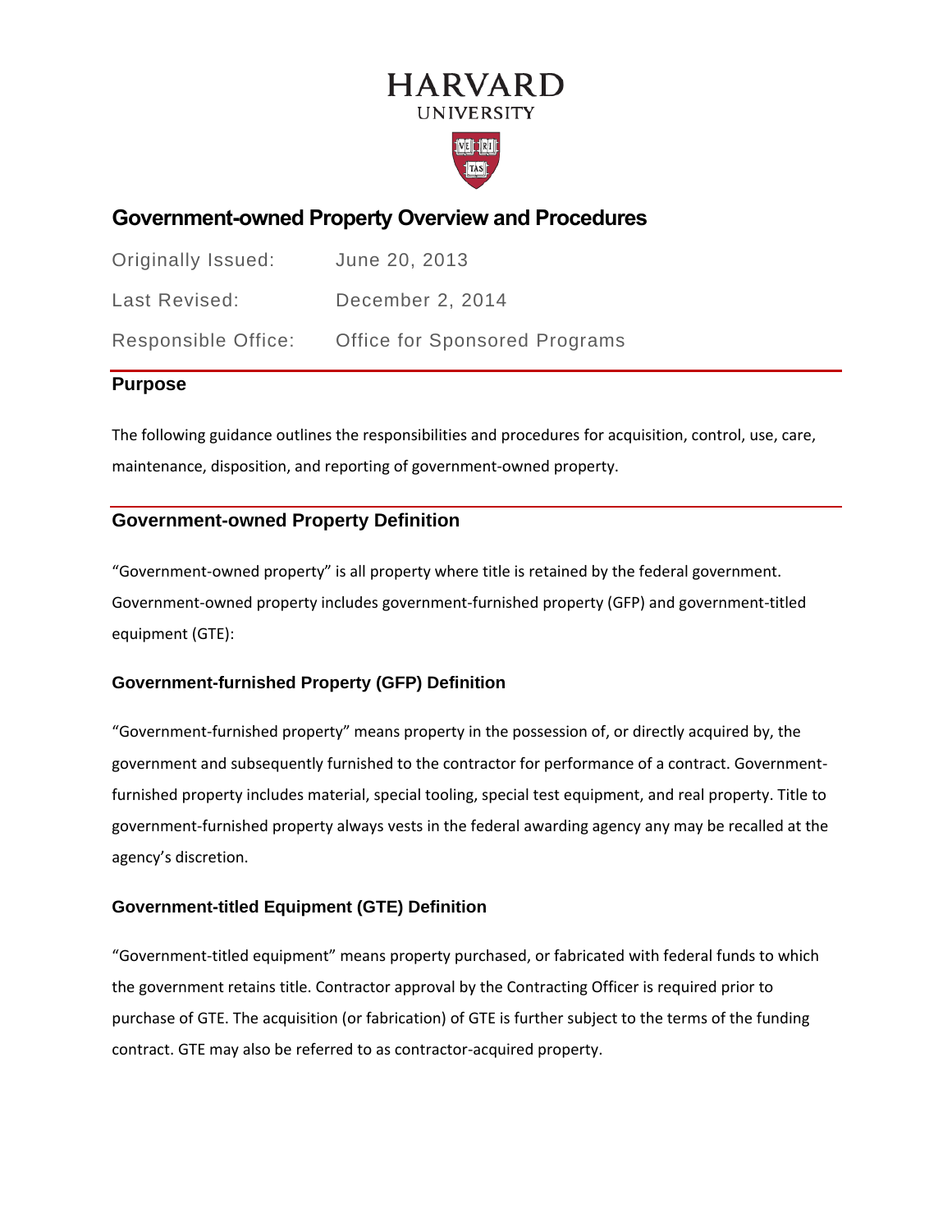HARVARD
UNIVERSITY

# Government-owned Property Overview and Procedures

Originally Issued: June 20, 2013

Last Revised: December 2, 2014

Responsible Office: Office for Sponsored Programs

## Purpose

The following guidance outlines the responsibilities and procedures for acquisition, control, use, care, maintenance, disposition, and reporting of government-owned property.

## Government-owned Property Definition

"Government-owned property" is all property where title is retained by the federal government. Government-owned property includes government-furnished property (GFP) and government-titled equipment (GTE):

### Government-furnished Property (GFP) Definition

"Government-furnished property" means property in the possession of, or directly acquired by, the government and subsequently furnished to the contractor for performance of a contract. Government-furnished property includes material, special tooling, special test equipment, and real property. Title to government-furnished property always vests in the federal awarding agency any may be recalled at the agency's discretion.

### Government-titled Equipment (GTE) Definition

"Government-titled equipment" means property purchased, or fabricated with federal funds to which the government retains title. Contractor approval by the Contracting Officer is required prior to purchase of GTE. The acquisition (or fabrication) of GTE is further subject to the terms of the funding contract. GTE may also be referred to as contractor-acquired property.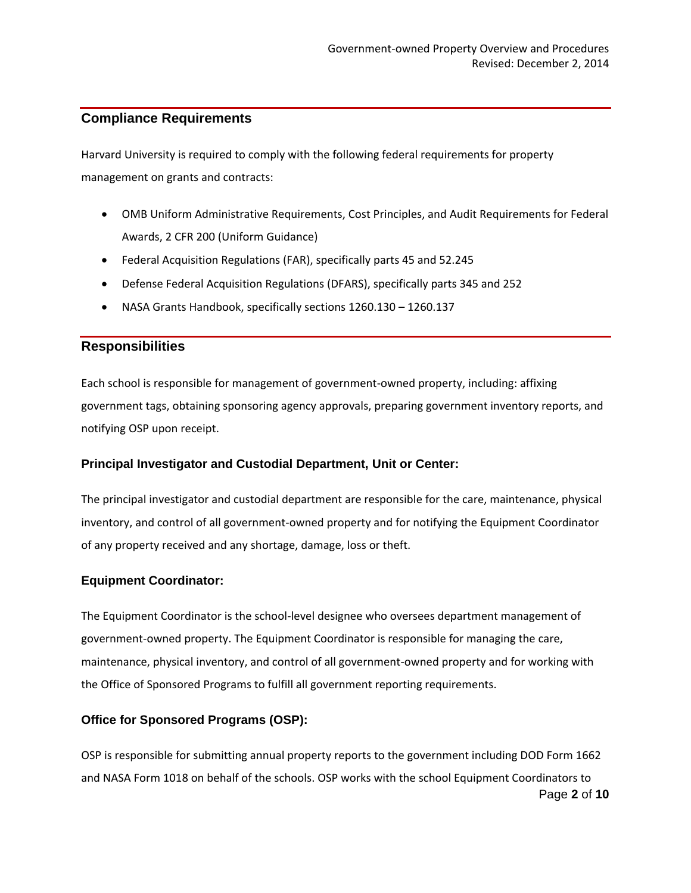## Compliance Requirements

Harvard University is required to comply with the following federal requirements for property management on grants and contracts:

- OMB Uniform Administrative Requirements, Cost Principles, and Audit Requirements for Federal Awards, 2 CFR 200 (Uniform Guidance)
- Federal Acquisition Regulations (FAR), specifically parts 45 and 52.245
- Defense Federal Acquisition Regulations (DFARS), specifically parts 345 and 252
- NASA Grants Handbook, specifically sections 1260.130 – 1260.137

## Responsibilities

Each school is responsible for management of government-owned property, including: affixing government tags, obtaining sponsoring agency approvals, preparing government inventory reports, and notifying OSP upon receipt.

### Principal Investigator and Custodial Department, Unit or Center:

The principal investigator and custodial department are responsible for the care, maintenance, physical inventory, and control of all government-owned property and for notifying the Equipment Coordinator of any property received and any shortage, damage, loss or theft.

### Equipment Coordinator:

The Equipment Coordinator is the school-level designee who oversees department management of government-owned property. The Equipment Coordinator is responsible for managing the care, maintenance, physical inventory, and control of all government-owned property and for working with the Office of Sponsored Programs to fulfill all government reporting requirements.

### Office for Sponsored Programs (OSP):

OSP is responsible for submitting annual property reports to the government including DOD Form 1662 and NASA Form 1018 on behalf of the schools. OSP works with the school Equipment Coordinators to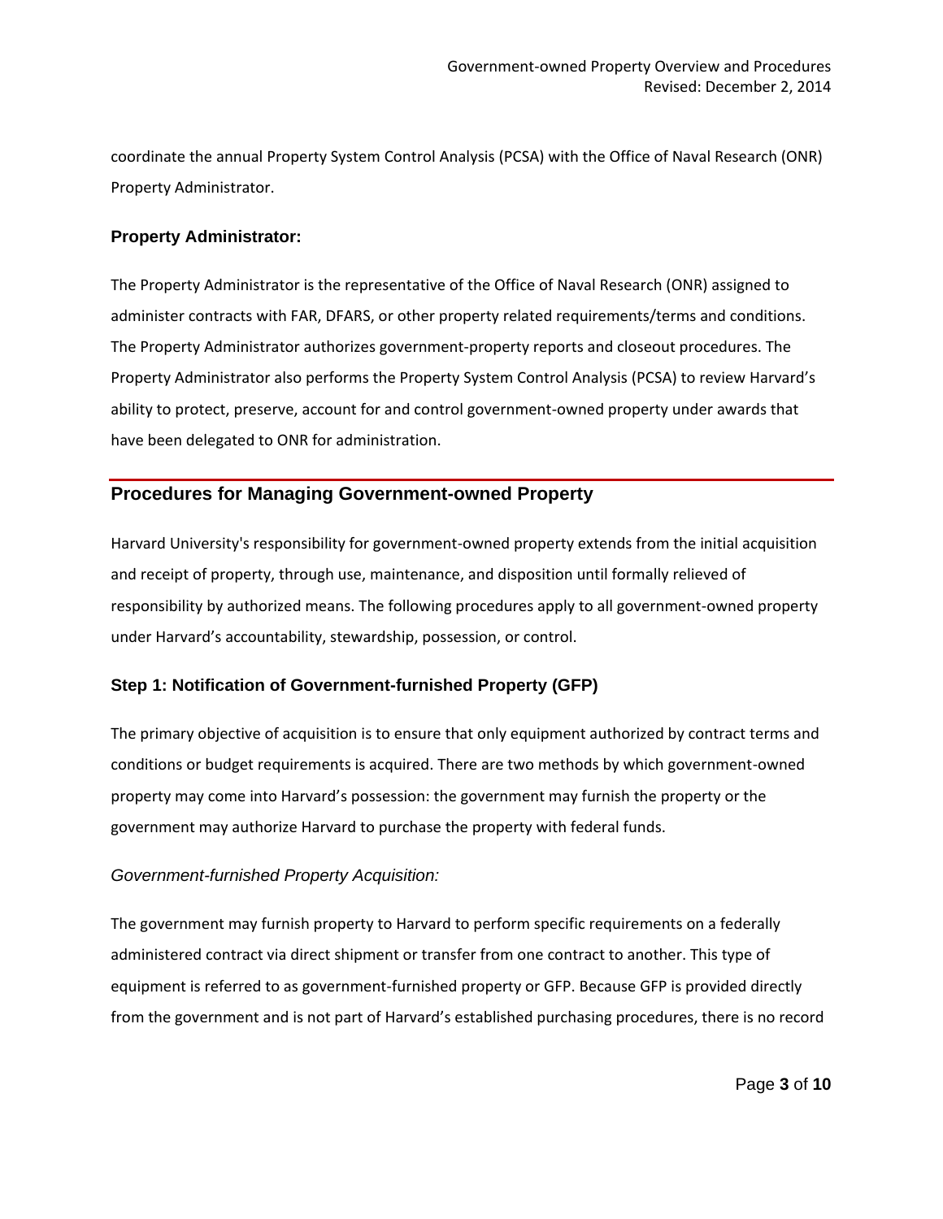coordinate the annual Property System Control Analysis (PCSA) with the Office of Naval Research (ONR) Property Administrator.

### Property Administrator:

The Property Administrator is the representative of the Office of Naval Research (ONR) assigned to administer contracts with FAR, DFARS, or other property related requirements/terms and conditions. The Property Administrator authorizes government-property reports and closeout procedures. The Property Administrator also performs the Property System Control Analysis (PCSA) to review Harvard's ability to protect, preserve, account for and control government-owned property under awards that have been delegated to ONR for administration.

## Procedures for Managing Government-owned Property

Harvard University's responsibility for government-owned property extends from the initial acquisition and receipt of property, through use, maintenance, and disposition until formally relieved of responsibility by authorized means. The following procedures apply to all government-owned property under Harvard's accountability, stewardship, possession, or control.

### Step 1: Notification of Government-furnished Property (GFP)

The primary objective of acquisition is to ensure that only equipment authorized by contract terms and conditions or budget requirements is acquired. There are two methods by which government-owned property may come into Harvard's possession: the government may furnish the property or the government may authorize Harvard to purchase the property with federal funds.

*Government-furnished Property Acquisition:*

The government may furnish property to Harvard to perform specific requirements on a federally administered contract via direct shipment or transfer from one contract to another. This type of equipment is referred to as government-furnished property or GFP. Because GFP is provided directly from the government and is not part of Harvard's established purchasing procedures, there is no record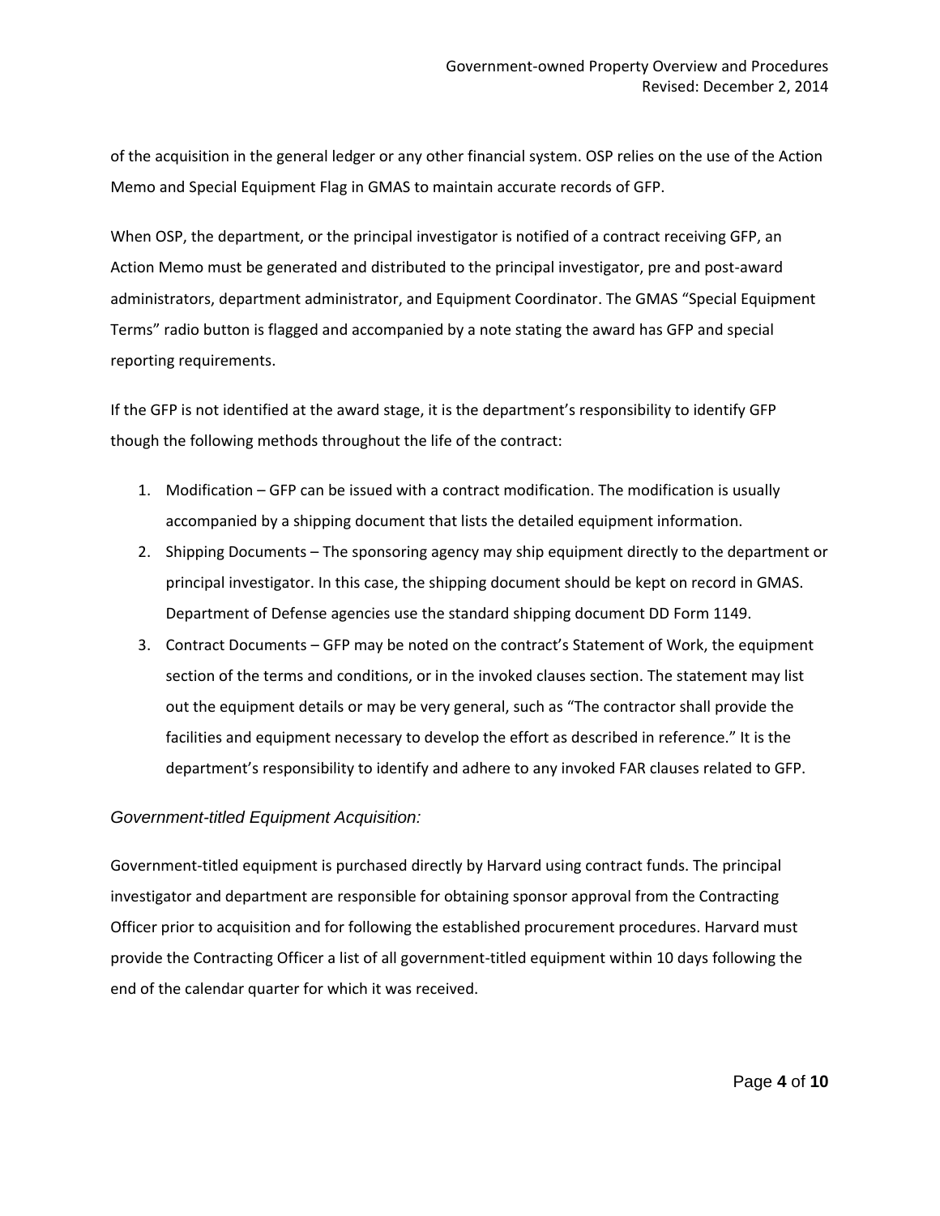of the acquisition in the general ledger or any other financial system. OSP relies on the use of the Action Memo and Special Equipment Flag in GMAS to maintain accurate records of GFP.

When OSP, the department, or the principal investigator is notified of a contract receiving GFP, an Action Memo must be generated and distributed to the principal investigator, pre and post-award administrators, department administrator, and Equipment Coordinator. The GMAS "Special Equipment Terms" radio button is flagged and accompanied by a note stating the award has GFP and special reporting requirements.

If the GFP is not identified at the award stage, it is the department's responsibility to identify GFP though the following methods throughout the life of the contract:

1. Modification – GFP can be issued with a contract modification. The modification is usually accompanied by a shipping document that lists the detailed equipment information.
2. Shipping Documents – The sponsoring agency may ship equipment directly to the department or principal investigator. In this case, the shipping document should be kept on record in GMAS. Department of Defense agencies use the standard shipping document DD Form 1149.
3. Contract Documents – GFP may be noted on the contract's Statement of Work, the equipment section of the terms and conditions, or in the invoked clauses section. The statement may list out the equipment details or may be very general, such as "The contractor shall provide the facilities and equipment necessary to develop the effort as described in reference." It is the department's responsibility to identify and adhere to any invoked FAR clauses related to GFP.

### *Government-titled Equipment Acquisition:*

Government-titled equipment is purchased directly by Harvard using contract funds. The principal investigator and department are responsible for obtaining sponsor approval from the Contracting Officer prior to acquisition and for following the established procurement procedures. Harvard must provide the Contracting Officer a list of all government-titled equipment within 10 days following the end of the calendar quarter for which it was received.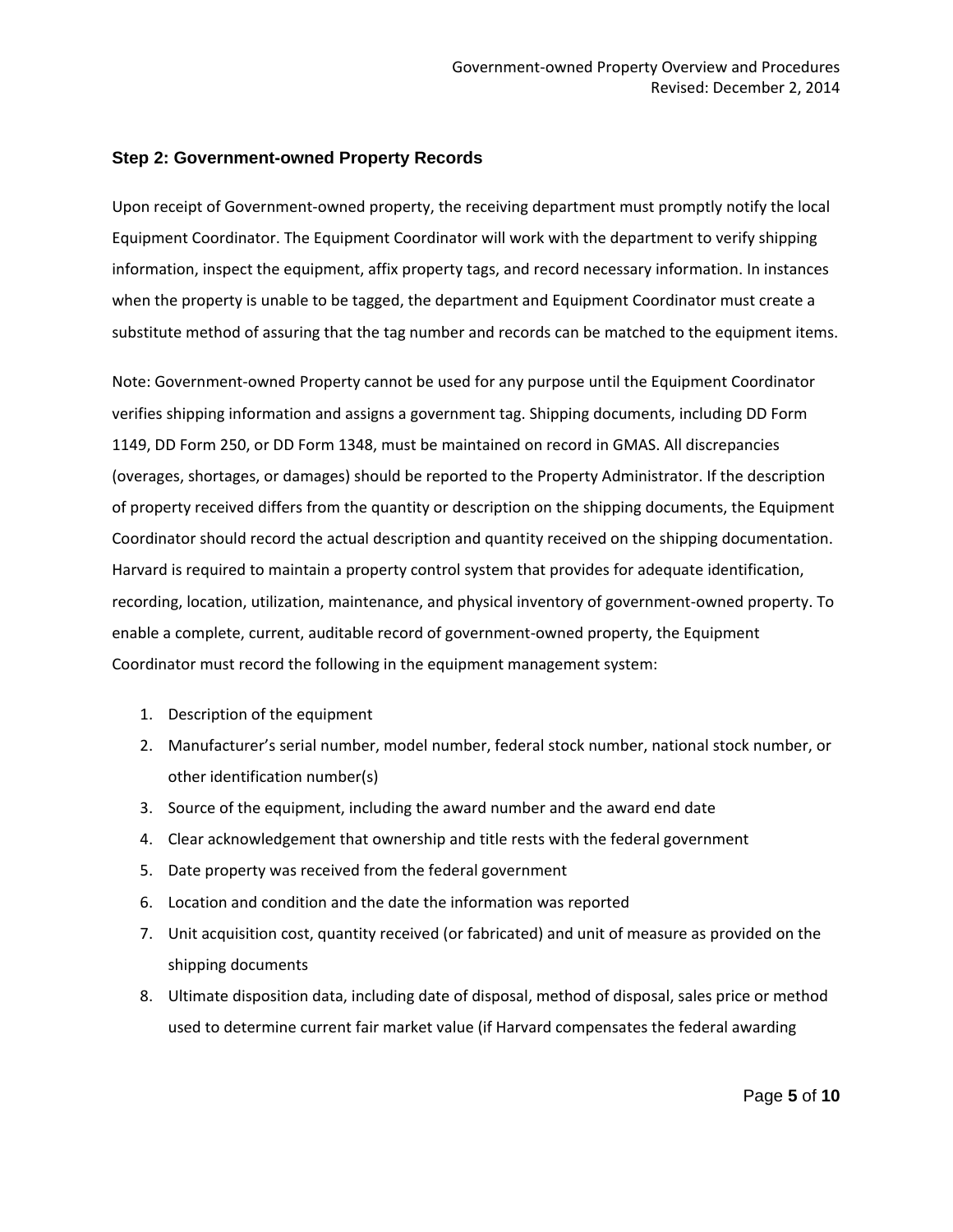### Step 2: Government-owned Property Records

Upon receipt of Government-owned property, the receiving department must promptly notify the local Equipment Coordinator. The Equipment Coordinator will work with the department to verify shipping information, inspect the equipment, affix property tags, and record necessary information. In instances when the property is unable to be tagged, the department and Equipment Coordinator must create a substitute method of assuring that the tag number and records can be matched to the equipment items.

Note: Government-owned Property cannot be used for any purpose until the Equipment Coordinator verifies shipping information and assigns a government tag. Shipping documents, including DD Form 1149, DD Form 250, or DD Form 1348, must be maintained on record in GMAS. All discrepancies (overages, shortages, or damages) should be reported to the Property Administrator. If the description of property received differs from the quantity or description on the shipping documents, the Equipment Coordinator should record the actual description and quantity received on the shipping documentation. Harvard is required to maintain a property control system that provides for adequate identification, recording, location, utilization, maintenance, and physical inventory of government-owned property. To enable a complete, current, auditable record of government-owned property, the Equipment Coordinator must record the following in the equipment management system:

1. Description of the equipment
2. Manufacturer's serial number, model number, federal stock number, national stock number, or other identification number(s)
3. Source of the equipment, including the award number and the award end date
4. Clear acknowledgement that ownership and title rests with the federal government
5. Date property was received from the federal government
6. Location and condition and the date the information was reported
7. Unit acquisition cost, quantity received (or fabricated) and unit of measure as provided on the shipping documents
8. Ultimate disposition data, including date of disposal, method of disposal, sales price or method used to determine current fair market value (if Harvard compensates the federal awarding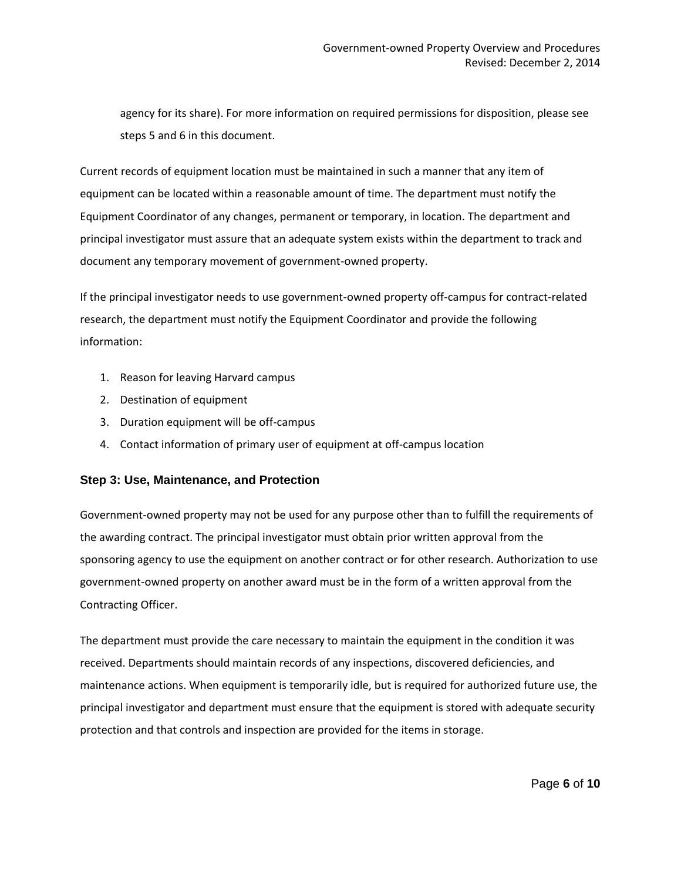agency for its share). For more information on required permissions for disposition, please see steps 5 and 6 in this document.

Current records of equipment location must be maintained in such a manner that any item of equipment can be located within a reasonable amount of time. The department must notify the Equipment Coordinator of any changes, permanent or temporary, in location. The department and principal investigator must assure that an adequate system exists within the department to track and document any temporary movement of government-owned property.

If the principal investigator needs to use government-owned property off-campus for contract-related research, the department must notify the Equipment Coordinator and provide the following information:

1. Reason for leaving Harvard campus
2. Destination of equipment
3. Duration equipment will be off-campus
4. Contact information of primary user of equipment at off-campus location

### Step 3: Use, Maintenance, and Protection

Government-owned property may not be used for any purpose other than to fulfill the requirements of the awarding contract. The principal investigator must obtain prior written approval from the sponsoring agency to use the equipment on another contract or for other research. Authorization to use government-owned property on another award must be in the form of a written approval from the Contracting Officer.

The department must provide the care necessary to maintain the equipment in the condition it was received. Departments should maintain records of any inspections, discovered deficiencies, and maintenance actions. When equipment is temporarily idle, but is required for authorized future use, the principal investigator and department must ensure that the equipment is stored with adequate security protection and that controls and inspection are provided for the items in storage.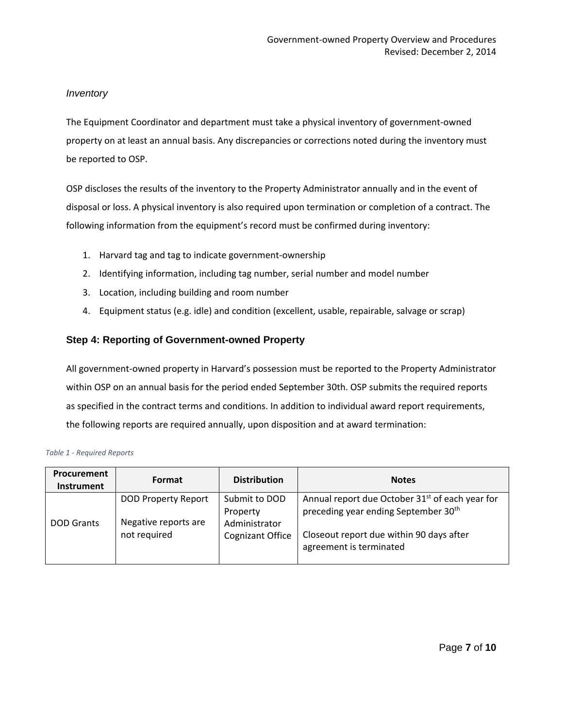### *Inventory*

The Equipment Coordinator and department must take a physical inventory of government-owned property on at least an annual basis. Any discrepancies or corrections noted during the inventory must be reported to OSP.

OSP discloses the results of the inventory to the Property Administrator annually and in the event of disposal or loss. A physical inventory is also required upon termination or completion of a contract. The following information from the equipment's record must be confirmed during inventory:

1. Harvard tag and tag to indicate government-ownership
2. Identifying information, including tag number, serial number and model number
3. Location, including building and room number
4. Equipment status (e.g. idle) and condition (excellent, usable, repairable, salvage or scrap)

## Step 4: Reporting of Government-owned Property

All government-owned property in Harvard's possession must be reported to the Property Administrator within OSP on an annual basis for the period ended September 30th. OSP submits the required reports as specified in the contract terms and conditions. In addition to individual award report requirements, the following reports are required annually, upon disposition and at award termination:

*Table 1 - Required Reports*

| Procurement Instrument | Format | Distribution | Notes |
|---|---|---|---|
| DOD Grants | DOD Property Report<br><br>Negative reports are not required | Submit to DOD Property Administrator Cognizant Office | Annual report due October 31st of each year for preceding year ending September 30th<br><br>Closeout report due within 90 days after agreement is terminated |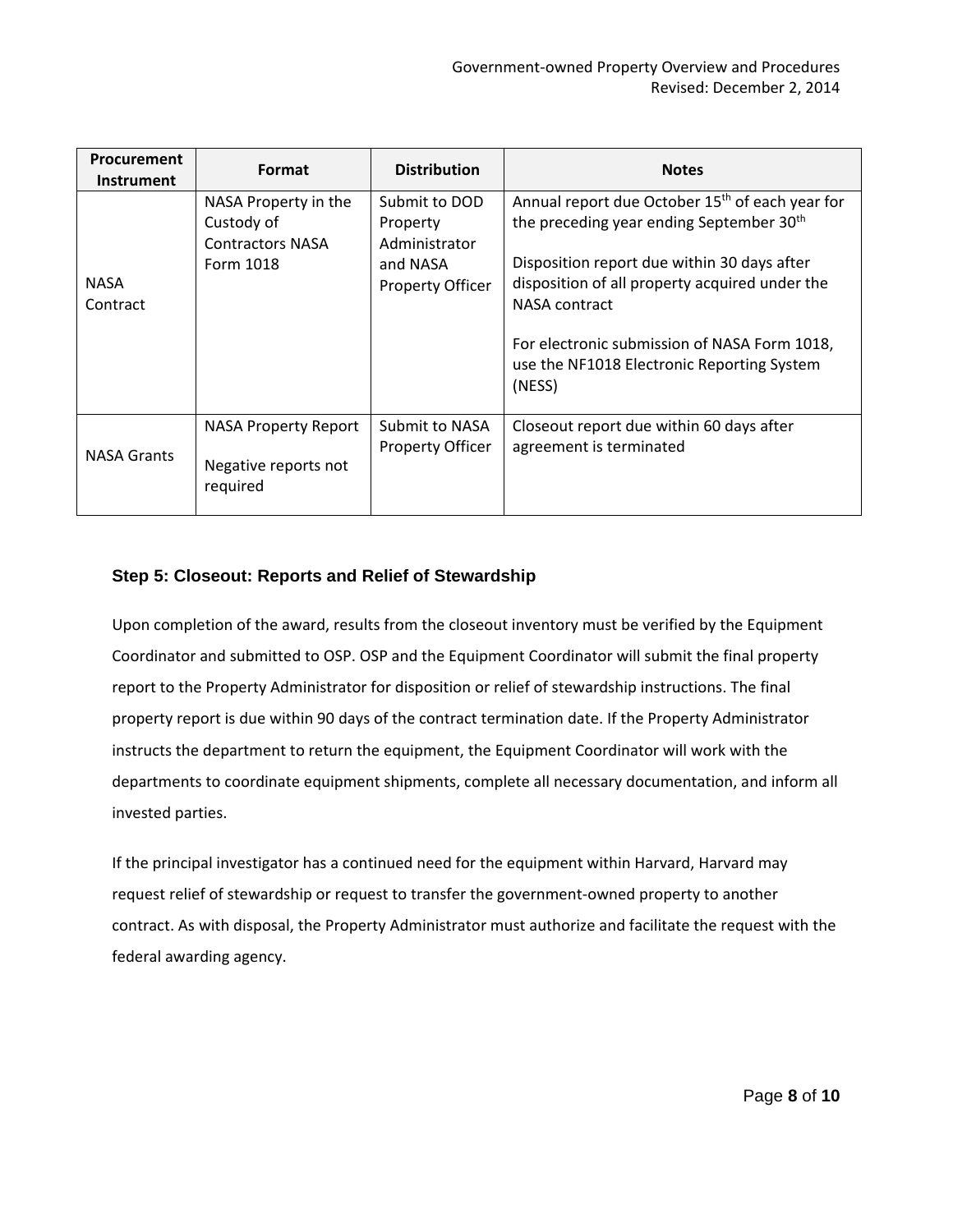| Procurement Instrument | Format | Distribution | Notes |
| --- | --- | --- | --- |
| NASA Contract | NASA Property in the Custody of Contractors NASA Form 1018 | Submit to DOD Property Administrator and NASA Property Officer | Annual report due October 15th of each year for the preceding year ending September 30th<br><br>Disposition report due within 30 days after disposition of all property acquired under the NASA contract<br><br>For electronic submission of NASA Form 1018, use the NF1018 Electronic Reporting System (NESS) |
| NASA Grants | NASA Property Report<br><br>Negative reports not required | Submit to NASA Property Officer | Closeout report due within 60 days after agreement is terminated |

### Step 5: Closeout: Reports and Relief of Stewardship

Upon completion of the award, results from the closeout inventory must be verified by the Equipment Coordinator and submitted to OSP. OSP and the Equipment Coordinator will submit the final property report to the Property Administrator for disposition or relief of stewardship instructions. The final property report is due within 90 days of the contract termination date. If the Property Administrator instructs the department to return the equipment, the Equipment Coordinator will work with the departments to coordinate equipment shipments, complete all necessary documentation, and inform all invested parties.

If the principal investigator has a continued need for the equipment within Harvard, Harvard may request relief of stewardship or request to transfer the government-owned property to another contract. As with disposal, the Property Administrator must authorize and facilitate the request with the federal awarding agency.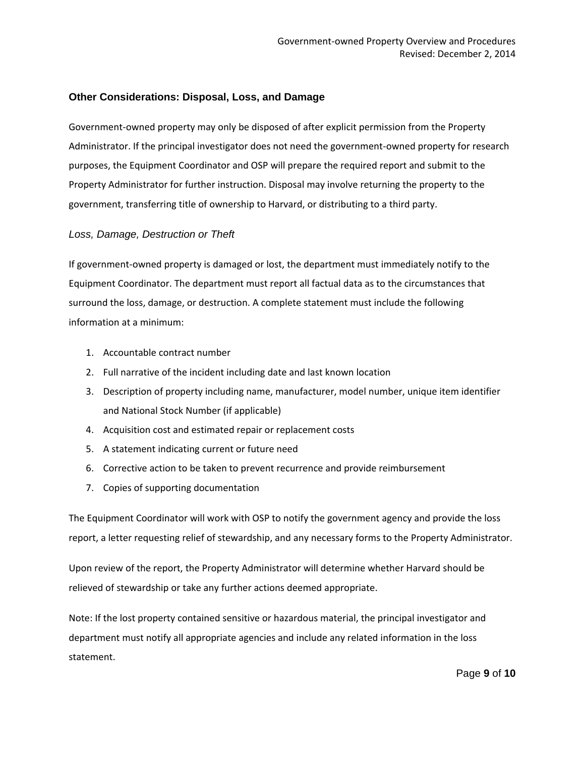## Other Considerations: Disposal, Loss, and Damage

Government-owned property may only be disposed of after explicit permission from the Property Administrator. If the principal investigator does not need the government-owned property for research purposes, the Equipment Coordinator and OSP will prepare the required report and submit to the Property Administrator for further instruction. Disposal may involve returning the property to the government, transferring title of ownership to Harvard, or distributing to a third party.

### *Loss, Damage, Destruction or Theft*

If government-owned property is damaged or lost, the department must immediately notify to the Equipment Coordinator. The department must report all factual data as to the circumstances that surround the loss, damage, or destruction. A complete statement must include the following information at a minimum:

1. Accountable contract number
2. Full narrative of the incident including date and last known location
3. Description of property including name, manufacturer, model number, unique item identifier and National Stock Number (if applicable)
4. Acquisition cost and estimated repair or replacement costs
5. A statement indicating current or future need
6. Corrective action to be taken to prevent recurrence and provide reimbursement
7. Copies of supporting documentation

The Equipment Coordinator will work with OSP to notify the government agency and provide the loss report, a letter requesting relief of stewardship, and any necessary forms to the Property Administrator.

Upon review of the report, the Property Administrator will determine whether Harvard should be relieved of stewardship or take any further actions deemed appropriate.

Note: If the lost property contained sensitive or hazardous material, the principal investigator and department must notify all appropriate agencies and include any related information in the loss statement.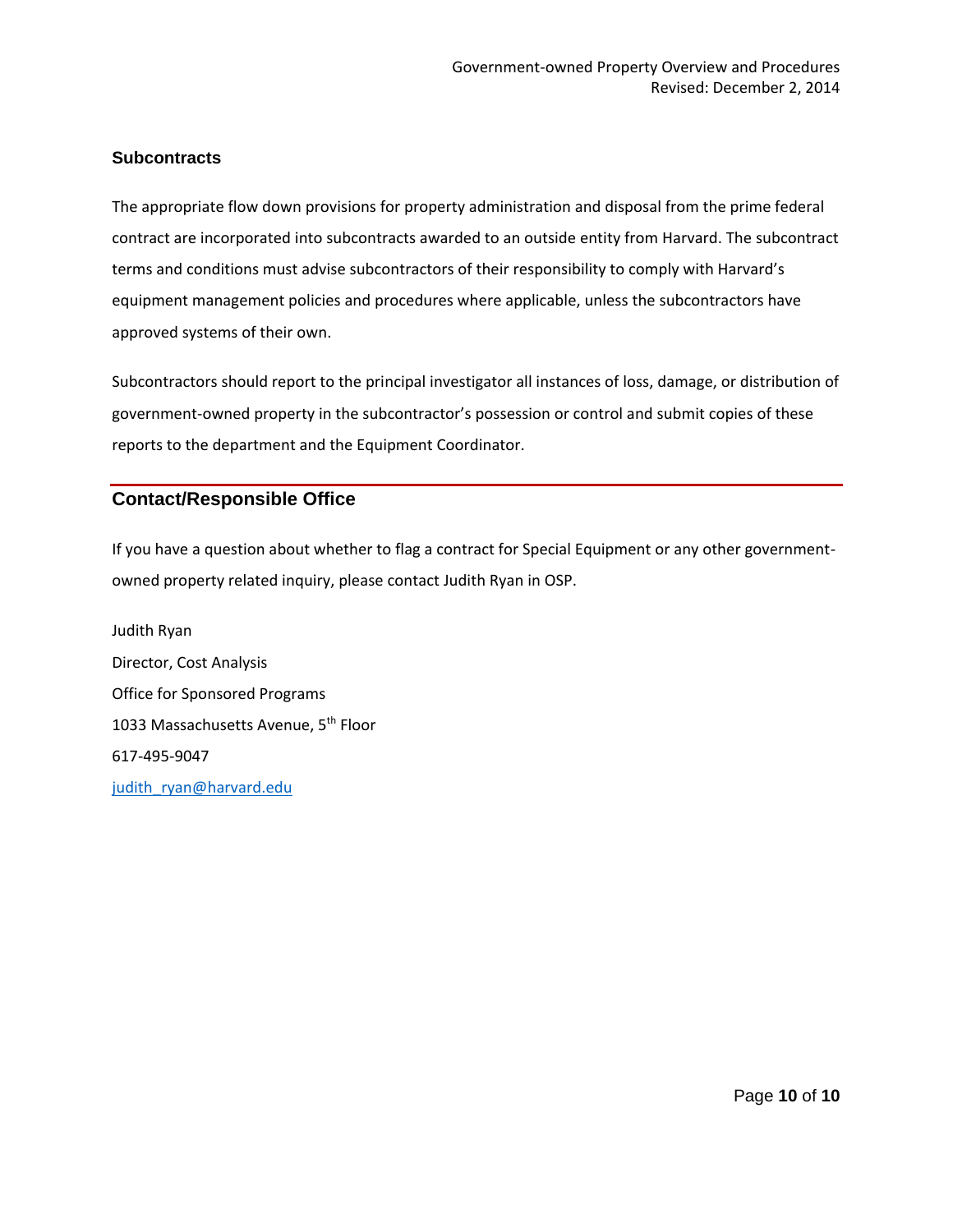### Subcontracts

The appropriate flow down provisions for property administration and disposal from the prime federal contract are incorporated into subcontracts awarded to an outside entity from Harvard. The subcontract terms and conditions must advise subcontractors of their responsibility to comply with Harvard's equipment management policies and procedures where applicable, unless the subcontractors have approved systems of their own.

Subcontractors should report to the principal investigator all instances of loss, damage, or distribution of government-owned property in the subcontractor's possession or control and submit copies of these reports to the department and the Equipment Coordinator.

## Contact/Responsible Office

If you have a question about whether to flag a contract for Special Equipment or any other government-owned property related inquiry, please contact Judith Ryan in OSP.

Judith Ryan
Director, Cost Analysis
Office for Sponsored Programs
1033 Massachusetts Avenue, 5th Floor
617-495-9047
judith_ryan@harvard.edu